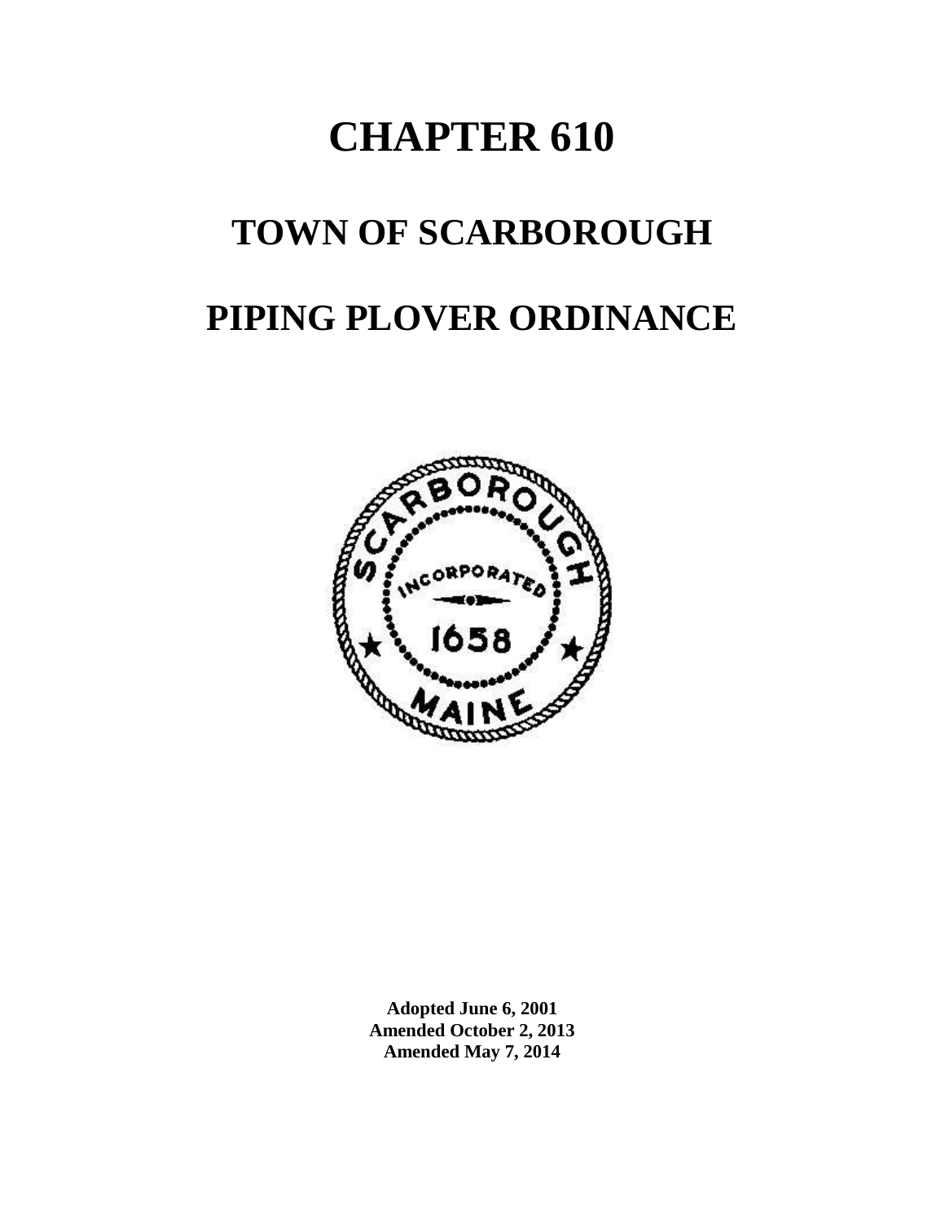# CHAPTER 610

# TOWN OF SCARBOROUGH

# PIPING PLOVER ORDINANCE

**Adopted June 6, 2001**
**Amended October 2, 2013**
**Amended May 7, 2014**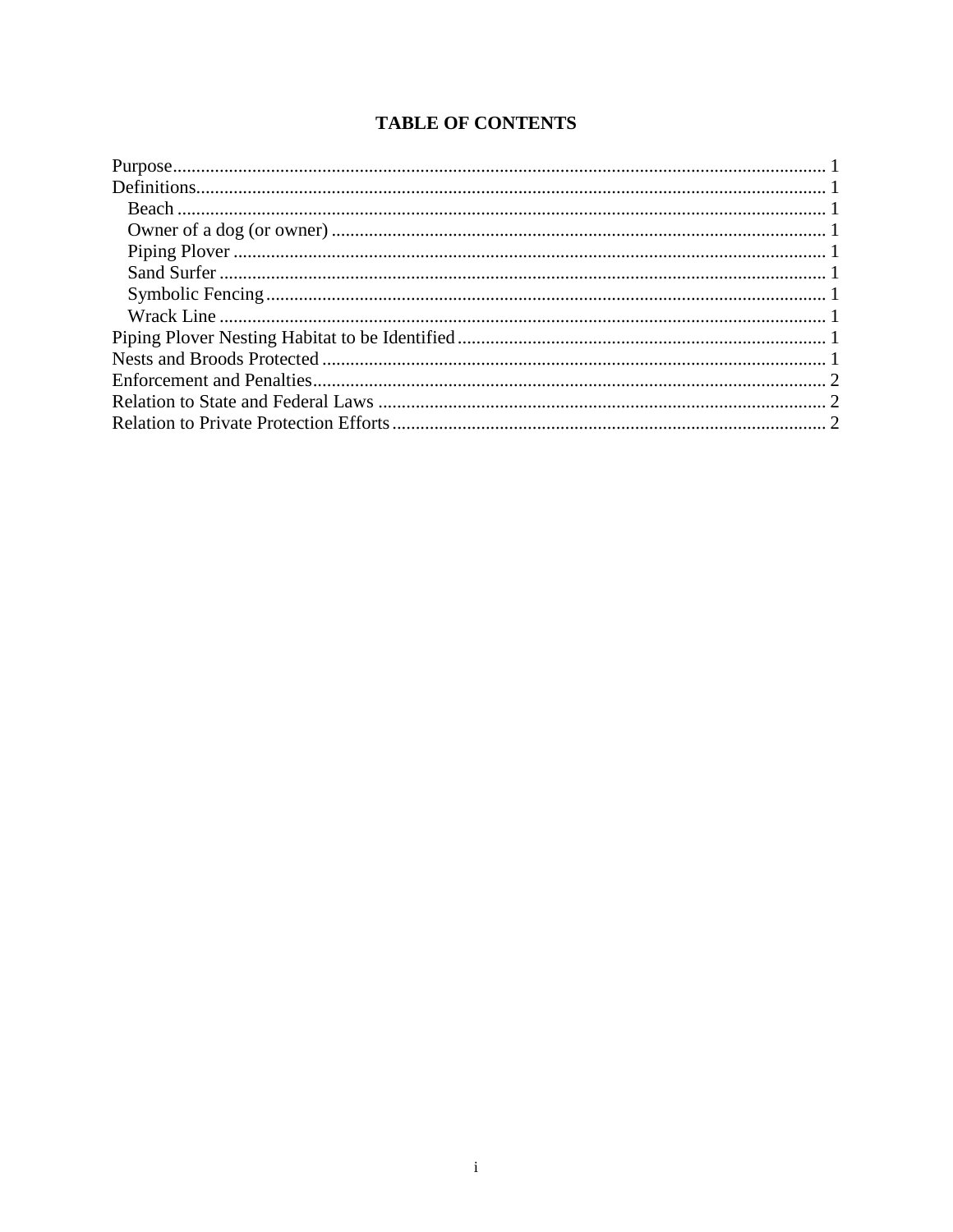## TABLE OF CONTENTS

- Purpose ... 1
- Definitions ... 1
  - Beach ... 1
  - Owner of a dog (or owner) ... 1
  - Piping Plover ... 1
  - Sand Surfer ... 1
  - Symbolic Fencing ... 1
  - Wrack Line ... 1
- Piping Plover Nesting Habitat to be Identified ... 1
- Nests and Broods Protected ... 1
- Enforcement and Penalties ... 2
- Relation to State and Federal Laws ... 2
- Relation to Private Protection Efforts ... 2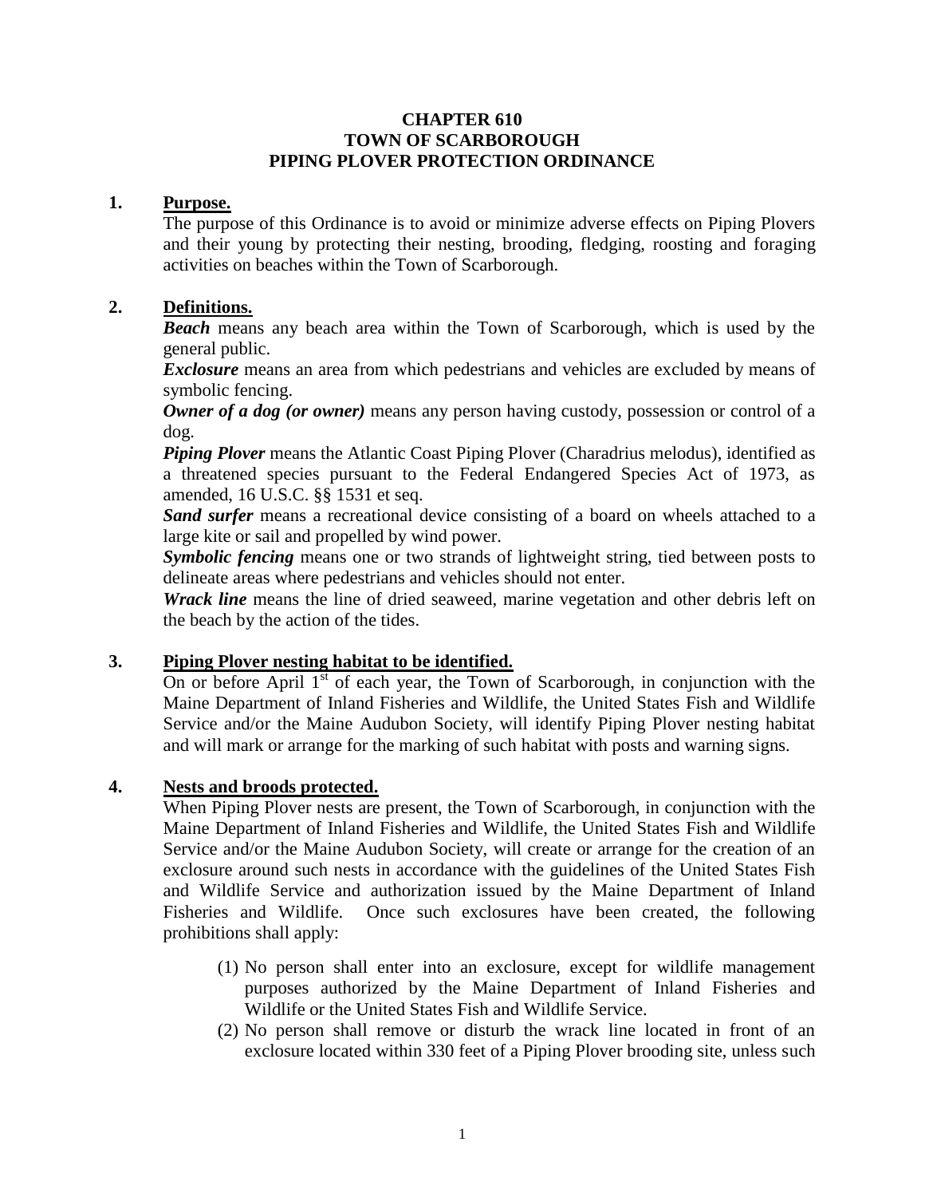# CHAPTER 610
# TOWN OF SCARBOROUGH
# PIPING PLOVER PROTECTION ORDINANCE

## 1. Purpose.

The purpose of this Ordinance is to avoid or minimize adverse effects on Piping Plovers and their young by protecting their nesting, brooding, fledging, roosting and foraging activities on beaches within the Town of Scarborough.

## 2. Definitions.

***Beach*** means any beach area within the Town of Scarborough, which is used by the general public.

***Exclosure*** means an area from which pedestrians and vehicles are excluded by means of symbolic fencing.

***Owner of a dog (or owner)*** means any person having custody, possession or control of a dog.

***Piping Plover*** means the Atlantic Coast Piping Plover (Charadrius melodus), identified as a threatened species pursuant to the Federal Endangered Species Act of 1973, as amended, 16 U.S.C. §§ 1531 et seq.

***Sand surfer*** means a recreational device consisting of a board on wheels attached to a large kite or sail and propelled by wind power.

***Symbolic fencing*** means one or two strands of lightweight string, tied between posts to delineate areas where pedestrians and vehicles should not enter.

***Wrack line*** means the line of dried seaweed, marine vegetation and other debris left on the beach by the action of the tides.

## 3. Piping Plover nesting habitat to be identified.

On or before April 1st of each year, the Town of Scarborough, in conjunction with the Maine Department of Inland Fisheries and Wildlife, the United States Fish and Wildlife Service and/or the Maine Audubon Society, will identify Piping Plover nesting habitat and will mark or arrange for the marking of such habitat with posts and warning signs.

## 4. Nests and broods protected.

When Piping Plover nests are present, the Town of Scarborough, in conjunction with the Maine Department of Inland Fisheries and Wildlife, the United States Fish and Wildlife Service and/or the Maine Audubon Society, will create or arrange for the creation of an exclosure around such nests in accordance with the guidelines of the United States Fish and Wildlife Service and authorization issued by the Maine Department of Inland Fisheries and Wildlife. Once such exclosures have been created, the following prohibitions shall apply:

(1) No person shall enter into an exclosure, except for wildlife management purposes authorized by the Maine Department of Inland Fisheries and Wildlife or the United States Fish and Wildlife Service.

(2) No person shall remove or disturb the wrack line located in front of an exclosure located within 330 feet of a Piping Plover brooding site, unless such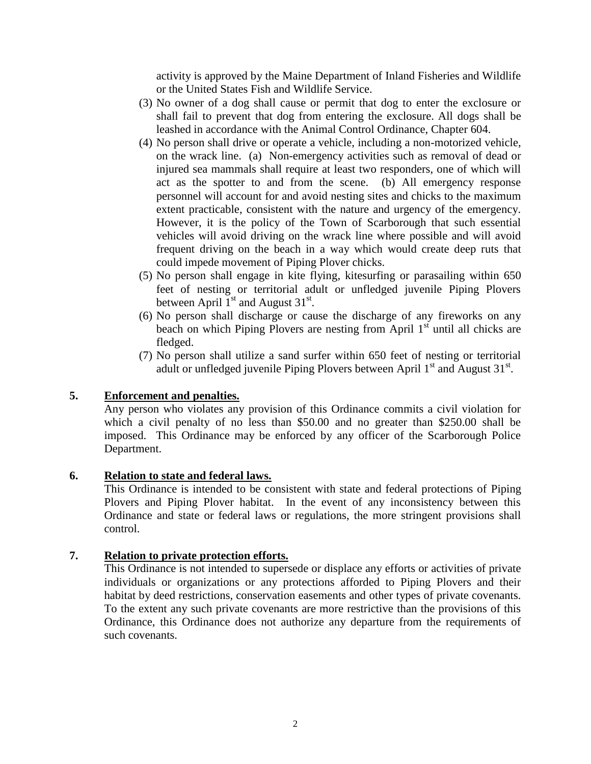activity is approved by the Maine Department of Inland Fisheries and Wildlife or the United States Fish and Wildlife Service.

(3) No owner of a dog shall cause or permit that dog to enter the exclosure or shall fail to prevent that dog from entering the exclosure. All dogs shall be leashed in accordance with the Animal Control Ordinance, Chapter 604.

(4) No person shall drive or operate a vehicle, including a non-motorized vehicle, on the wrack line. (a) Non-emergency activities such as removal of dead or injured sea mammals shall require at least two responders, one of which will act as the spotter to and from the scene. (b) All emergency response personnel will account for and avoid nesting sites and chicks to the maximum extent practicable, consistent with the nature and urgency of the emergency. However, it is the policy of the Town of Scarborough that such essential vehicles will avoid driving on the wrack line where possible and will avoid frequent driving on the beach in a way which would create deep ruts that could impede movement of Piping Plover chicks.

(5) No person shall engage in kite flying, kitesurfing or parasailing within 650 feet of nesting or territorial adult or unfledged juvenile Piping Plovers between April 1st and August 31st.

(6) No person shall discharge or cause the discharge of any fireworks on any beach on which Piping Plovers are nesting from April 1st until all chicks are fledged.

(7) No person shall utilize a sand surfer within 650 feet of nesting or territorial adult or unfledged juvenile Piping Plovers between April 1st and August 31st.

**5. Enforcement and penalties.**

Any person who violates any provision of this Ordinance commits a civil violation for which a civil penalty of no less than $50.00 and no greater than $250.00 shall be imposed. This Ordinance may be enforced by any officer of the Scarborough Police Department.

**6. Relation to state and federal laws.**

This Ordinance is intended to be consistent with state and federal protections of Piping Plovers and Piping Plover habitat. In the event of any inconsistency between this Ordinance and state or federal laws or regulations, the more stringent provisions shall control.

**7. Relation to private protection efforts.**

This Ordinance is not intended to supersede or displace any efforts or activities of private individuals or organizations or any protections afforded to Piping Plovers and their habitat by deed restrictions, conservation easements and other types of private covenants. To the extent any such private covenants are more restrictive than the provisions of this Ordinance, this Ordinance does not authorize any departure from the requirements of such covenants.